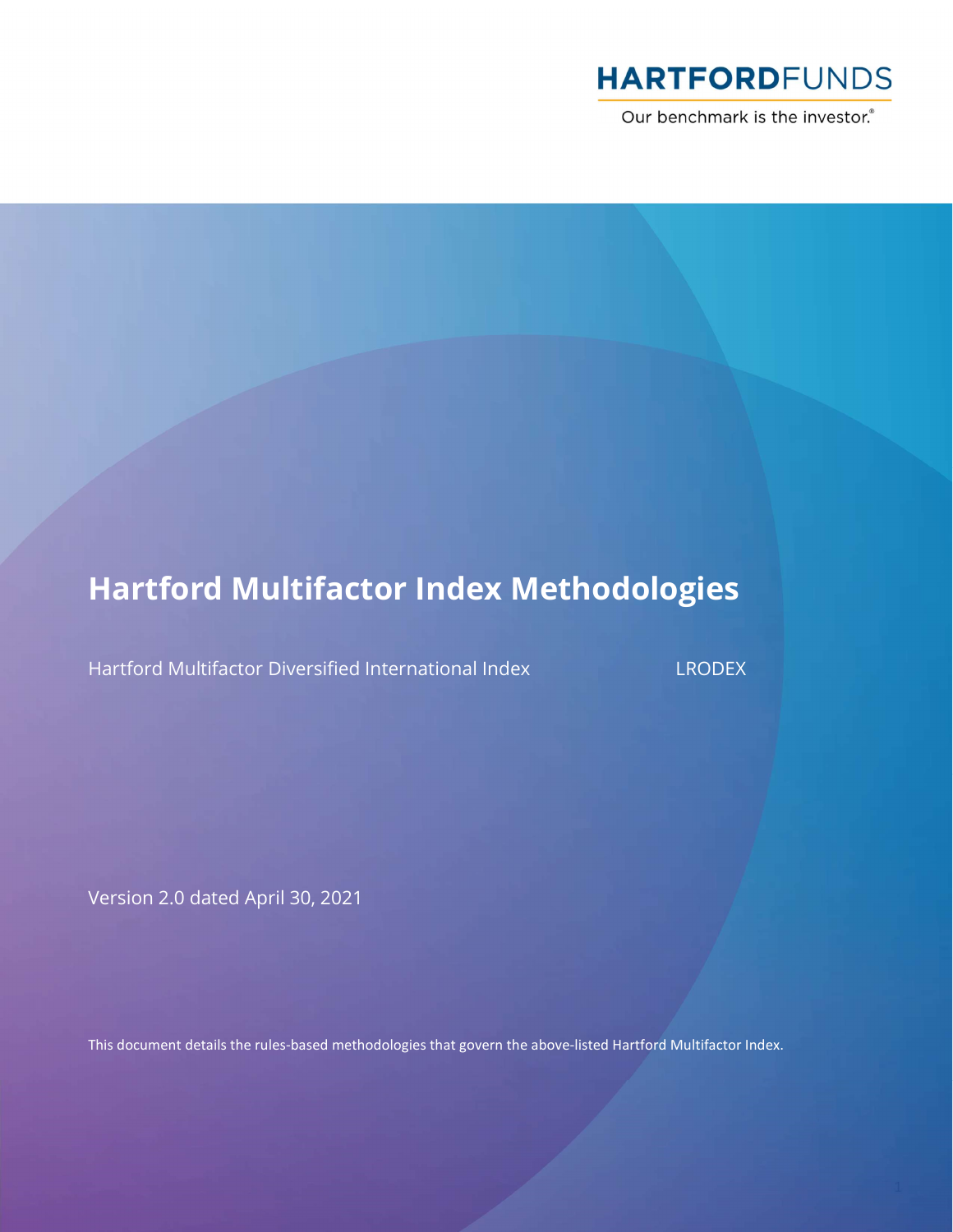HARTFORDFUNDS

Our benchmark is the investor.®

# Hartford Multifactor Index Methodologies

Hartford Multifactor Diversified International Index LRODEX

Version 2.0 dated April 30, 2021

This document details the rules-based methodologies that govern the above-listed Hartford Multifactor Index.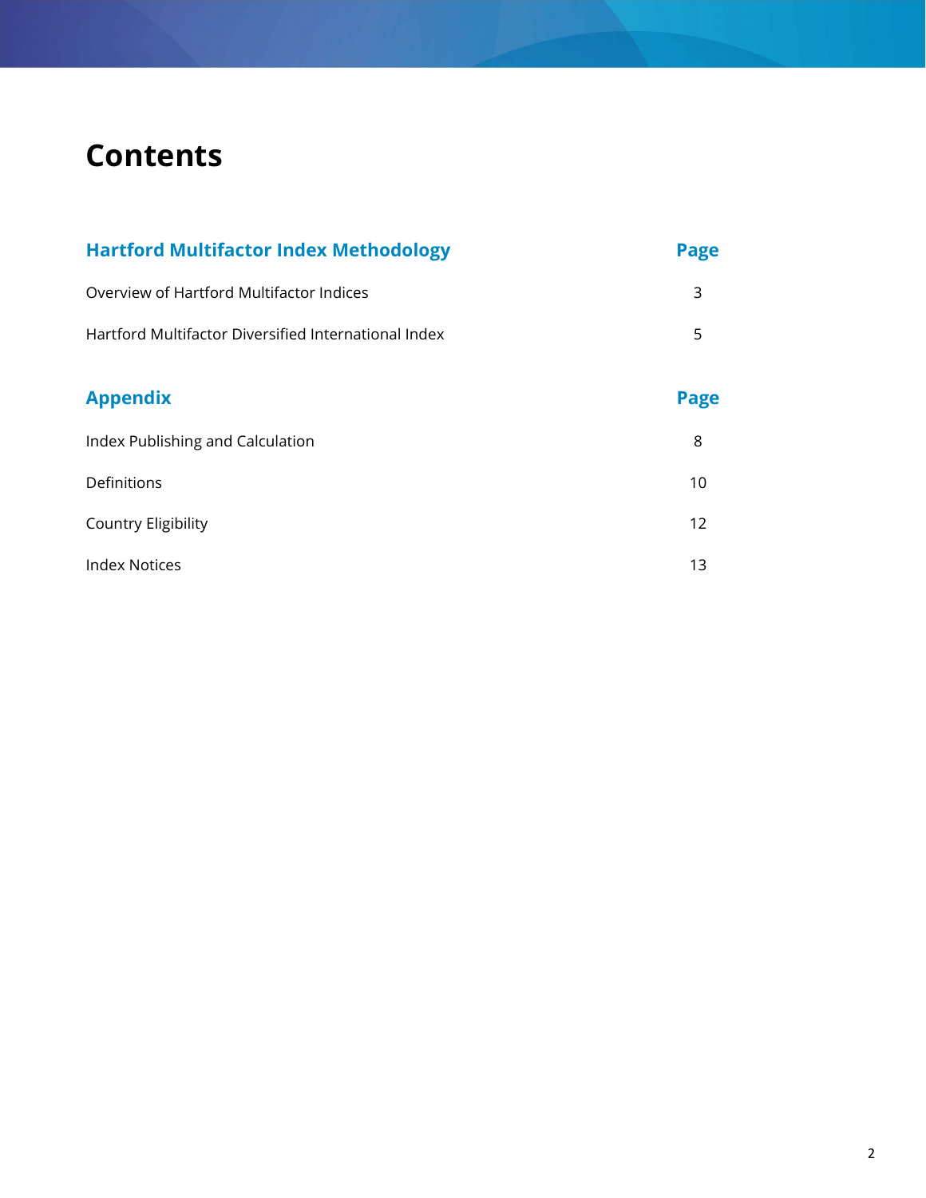# Contents

| Hartford Multifactor Index Methodology | Page |
| --- | --- |
| Overview of Hartford Multifactor Indices | 3 |
| Hartford Multifactor Diversified International Index | 5 |

| Appendix | Page |
| --- | --- |
| Index Publishing and Calculation | 8 |
| Definitions | 10 |
| Country Eligibility | 12 |
| Index Notices | 13 |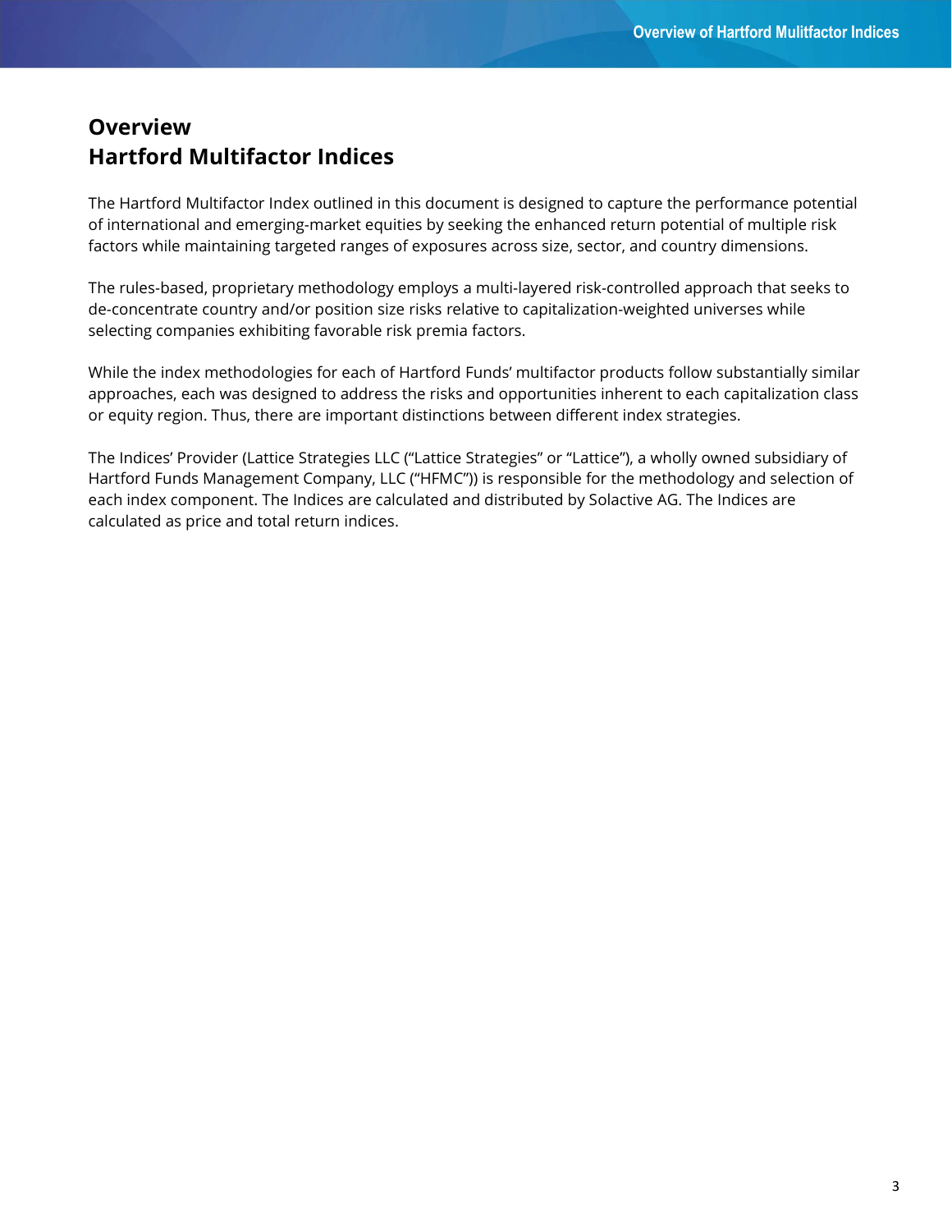# Overview
# Hartford Multifactor Indices

The Hartford Multifactor Index outlined in this document is designed to capture the performance potential of international and emerging-market equities by seeking the enhanced return potential of multiple risk factors while maintaining targeted ranges of exposures across size, sector, and country dimensions.

The rules-based, proprietary methodology employs a multi-layered risk-controlled approach that seeks to de-concentrate country and/or position size risks relative to capitalization-weighted universes while selecting companies exhibiting favorable risk premia factors.

While the index methodologies for each of Hartford Funds' multifactor products follow substantially similar approaches, each was designed to address the risks and opportunities inherent to each capitalization class or equity region. Thus, there are important distinctions between different index strategies.

The Indices' Provider (Lattice Strategies LLC ("Lattice Strategies" or "Lattice"), a wholly owned subsidiary of Hartford Funds Management Company, LLC ("HFMC")) is responsible for the methodology and selection of each index component. The Indices are calculated and distributed by Solactive AG. The Indices are calculated as price and total return indices.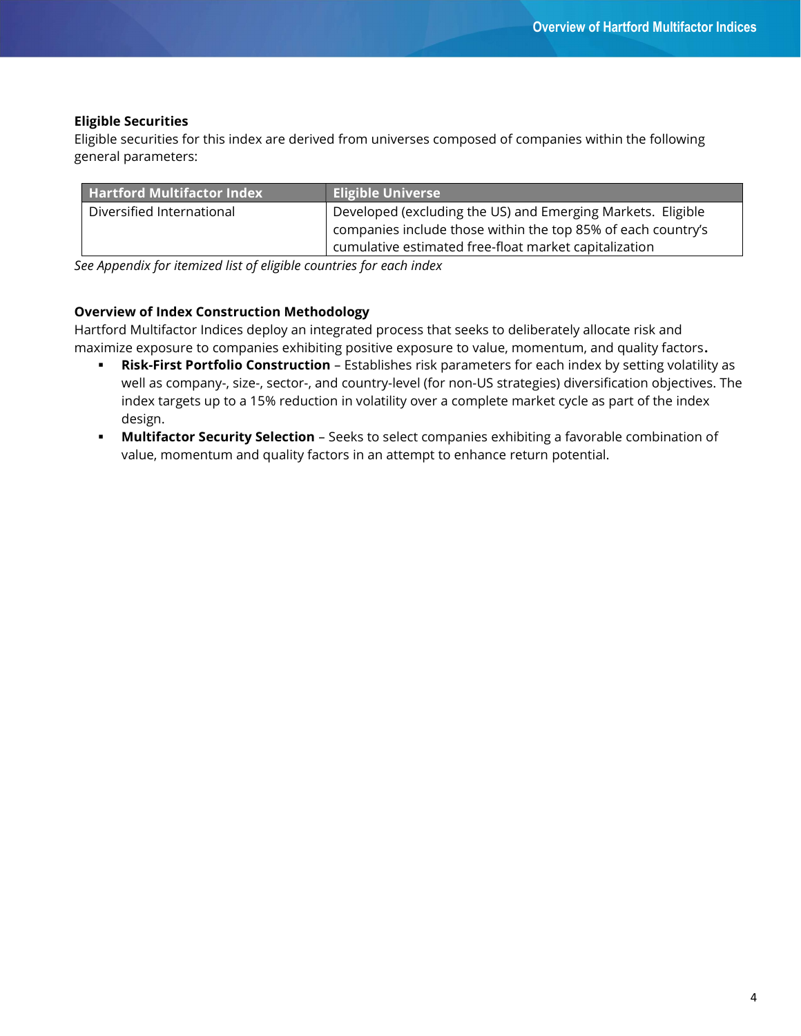**Eligible Securities**

Eligible securities for this index are derived from universes composed of companies within the following general parameters:

| Hartford Multifactor Index | Eligible Universe |
| --- | --- |
| Diversified International | Developed (excluding the US) and Emerging Markets. Eligible companies include those within the top 85% of each country's cumulative estimated free-float market capitalization |

*See Appendix for itemized list of eligible countries for each index*

**Overview of Index Construction Methodology**

Hartford Multifactor Indices deploy an integrated process that seeks to deliberately allocate risk and maximize exposure to companies exhibiting positive exposure to value, momentum, and quality factors**.**

- **Risk-First Portfolio Construction** – Establishes risk parameters for each index by setting volatility as well as company-, size-, sector-, and country-level (for non-US strategies) diversification objectives. The index targets up to a 15% reduction in volatility over a complete market cycle as part of the index design.
- **Multifactor Security Selection** – Seeks to select companies exhibiting a favorable combination of value, momentum and quality factors in an attempt to enhance return potential.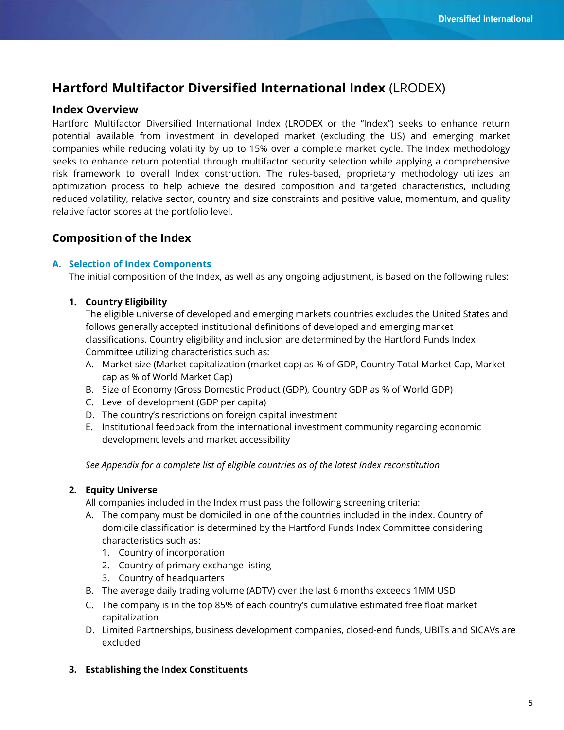# **Hartford Multifactor Diversified International Index** (LRODEX)

## Index Overview

Hartford Multifactor Diversified International Index (LRODEX or the "Index") seeks to enhance return potential available from investment in developed market (excluding the US) and emerging market companies while reducing volatility by up to 15% over a complete market cycle. The Index methodology seeks to enhance return potential through multifactor security selection while applying a comprehensive risk framework to overall Index construction. The rules-based, proprietary methodology utilizes an optimization process to help achieve the desired composition and targeted characteristics, including reduced volatility, relative sector, country and size constraints and positive value, momentum, and quality relative factor scores at the portfolio level.

## Composition of the Index

### A. Selection of Index Components

The initial composition of the Index, as well as any ongoing adjustment, is based on the following rules:

1. **Country Eligibility**
   The eligible universe of developed and emerging markets countries excludes the United States and follows generally accepted institutional definitions of developed and emerging market classifications. Country eligibility and inclusion are determined by the Hartford Funds Index Committee utilizing characteristics such as:
   A. Market size (Market capitalization (market cap) as % of GDP, Country Total Market Cap, Market cap as % of World Market Cap)
   B. Size of Economy (Gross Domestic Product (GDP), Country GDP as % of World GDP)
   C. Level of development (GDP per capita)
   D. The country's restrictions on foreign capital investment
   E. Institutional feedback from the international investment community regarding economic development levels and market accessibility

   *See Appendix for a complete list of eligible countries as of the latest Index reconstitution*

2. **Equity Universe**
   All companies included in the Index must pass the following screening criteria:
   A. The company must be domiciled in one of the countries included in the index. Country of domicile classification is determined by the Hartford Funds Index Committee considering characteristics such as:
      1. Country of incorporation
      2. Country of primary exchange listing
      3. Country of headquarters
   B. The average daily trading volume (ADTV) over the last 6 months exceeds 1MM USD
   C. The company is in the top 85% of each country's cumulative estimated free float market capitalization
   D. Limited Partnerships, business development companies, closed-end funds, UBITs and SICAVs are excluded

3. **Establishing the Index Constituents**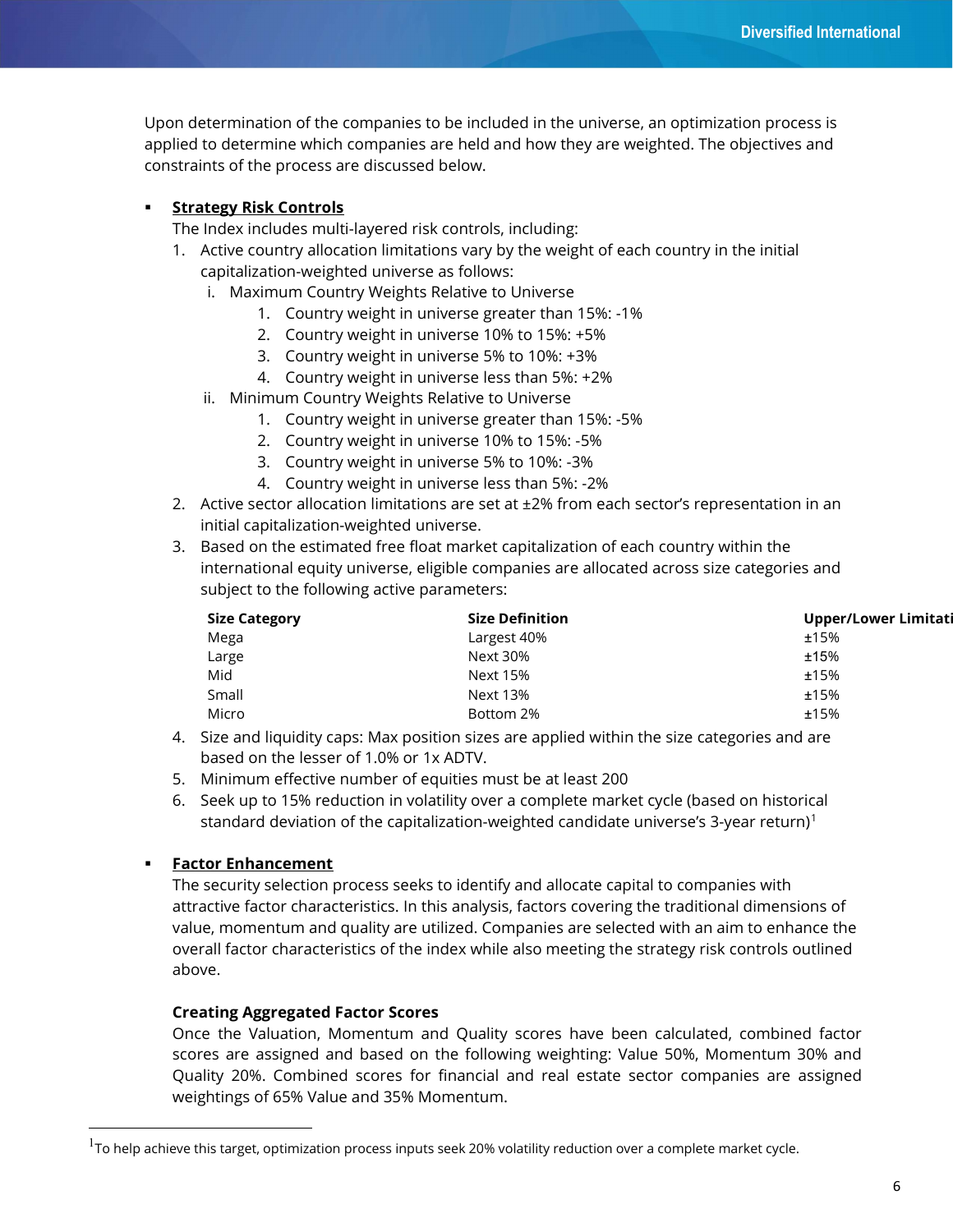Upon determination of the companies to be included in the universe, an optimization process is applied to determine which companies are held and how they are weighted. The objectives and constraints of the process are discussed below.

- **Strategy Risk Controls**

  The Index includes multi-layered risk controls, including:

  1. Active country allocation limitations vary by the weight of each country in the initial capitalization-weighted universe as follows:
     i. Maximum Country Weights Relative to Universe
        1. Country weight in universe greater than 15%: -1%
        2. Country weight in universe 10% to 15%: +5%
        3. Country weight in universe 5% to 10%: +3%
        4. Country weight in universe less than 5%: +2%

     ii. Minimum Country Weights Relative to Universe
        1. Country weight in universe greater than 15%: -5%
        2. Country weight in universe 10% to 15%: -5%
        3. Country weight in universe 5% to 10%: -3%
        4. Country weight in universe less than 5%: -2%
  2. Active sector allocation limitations are set at ±2% from each sector's representation in an initial capitalization-weighted universe.
  3. Based on the estimated free float market capitalization of each country within the international equity universe, eligible companies are allocated across size categories and subject to the following active parameters:

     | Size Category | Size Definition | Upper/Lower Limitati |
     |---|---|---|
     | Mega | Largest 40% | ±15% |
     | Large | Next 30% | ±15% |
     | Mid | Next 15% | ±15% |
     | Small | Next 13% | ±15% |
     | Micro | Bottom 2% | ±15% |

  4. Size and liquidity caps: Max position sizes are applied within the size categories and are based on the lesser of 1.0% or 1x ADTV.
  5. Minimum effective number of equities must be at least 200
  6. Seek up to 15% reduction in volatility over a complete market cycle (based on historical standard deviation of the capitalization-weighted candidate universe's 3-year return)[1]

- **Factor Enhancement**

  The security selection process seeks to identify and allocate capital to companies with attractive factor characteristics. In this analysis, factors covering the traditional dimensions of value, momentum and quality are utilized. Companies are selected with an aim to enhance the overall factor characteristics of the index while also meeting the strategy risk controls outlined above.

  **Creating Aggregated Factor Scores**

  Once the Valuation, Momentum and Quality scores have been calculated, combined factor scores are assigned and based on the following weighting: Value 50%, Momentum 30% and Quality 20%. Combined scores for financial and real estate sector companies are assigned weightings of 65% Value and 35% Momentum.

[1]To help achieve this target, optimization process inputs seek 20% volatility reduction over a complete market cycle.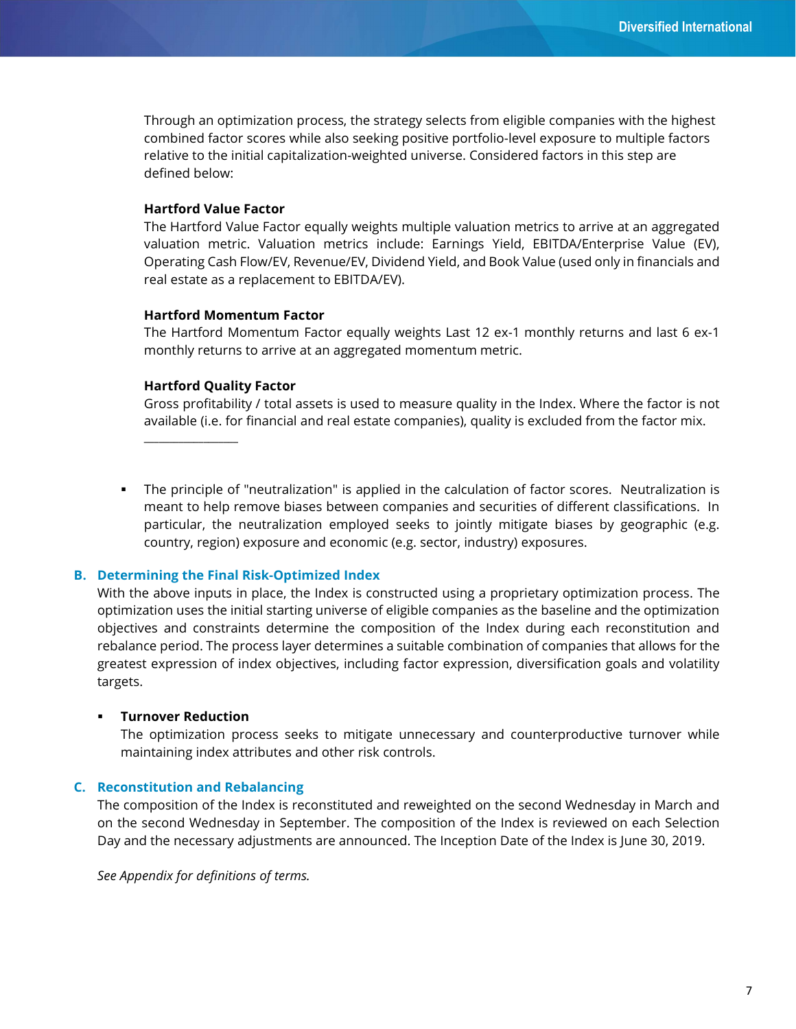Through an optimization process, the strategy selects from eligible companies with the highest combined factor scores while also seeking positive portfolio-level exposure to multiple factors relative to the initial capitalization-weighted universe. Considered factors in this step are defined below:

**Hartford Value Factor**
The Hartford Value Factor equally weights multiple valuation metrics to arrive at an aggregated valuation metric. Valuation metrics include: Earnings Yield, EBITDA/Enterprise Value (EV), Operating Cash Flow/EV, Revenue/EV, Dividend Yield, and Book Value (used only in financials and real estate as a replacement to EBITDA/EV).

**Hartford Momentum Factor**
The Hartford Momentum Factor equally weights Last 12 ex-1 monthly returns and last 6 ex-1 monthly returns to arrive at an aggregated momentum metric.

**Hartford Quality Factor**
Gross profitability / total assets is used to measure quality in the Index. Where the factor is not available (i.e. for financial and real estate companies), quality is excluded from the factor mix.

---

- The principle of "neutralization" is applied in the calculation of factor scores. Neutralization is meant to help remove biases between companies and securities of different classifications. In particular, the neutralization employed seeks to jointly mitigate biases by geographic (e.g. country, region) exposure and economic (e.g. sector, industry) exposures.

## B. Determining the Final Risk-Optimized Index

With the above inputs in place, the Index is constructed using a proprietary optimization process. The optimization uses the initial starting universe of eligible companies as the baseline and the optimization objectives and constraints determine the composition of the Index during each reconstitution and rebalance period. The process layer determines a suitable combination of companies that allows for the greatest expression of index objectives, including factor expression, diversification goals and volatility targets.

- **Turnover Reduction**
  The optimization process seeks to mitigate unnecessary and counterproductive turnover while maintaining index attributes and other risk controls.

## C. Reconstitution and Rebalancing

The composition of the Index is reconstituted and reweighted on the second Wednesday in March and on the second Wednesday in September. The composition of the Index is reviewed on each Selection Day and the necessary adjustments are announced. The Inception Date of the Index is June 30, 2019.

*See Appendix for definitions of terms.*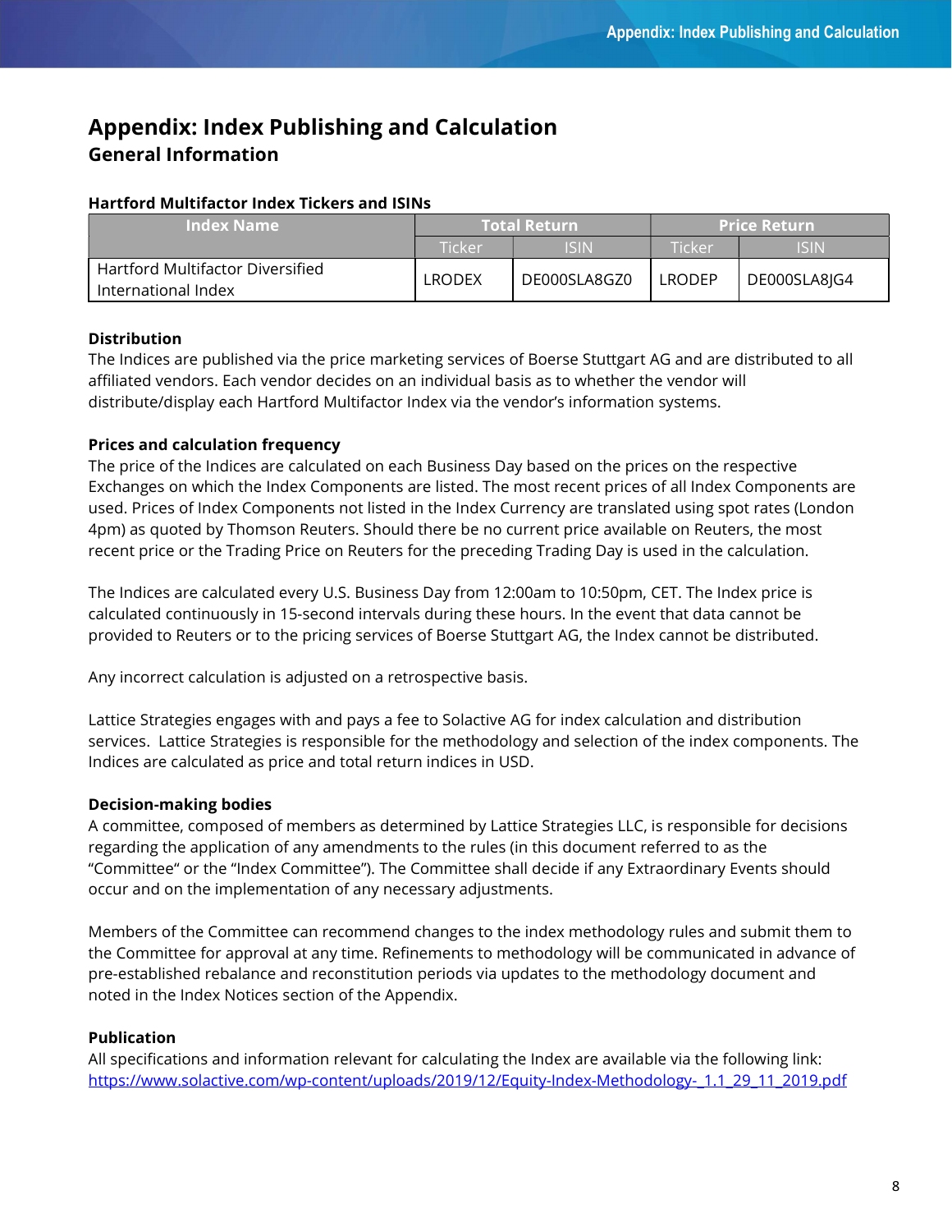# Appendix: Index Publishing and Calculation

## General Information

**Hartford Multifactor Index Tickers and ISINs**

| Index Name | Total Return | | Price Return | |
|---|---|---|---|---|
| | Ticker | ISIN | Ticker | ISIN |
| Hartford Multifactor Diversified International Index | LRODEX | DE000SLA8GZ0 | LRODEP | DE000SLA8JG4 |

**Distribution**

The Indices are published via the price marketing services of Boerse Stuttgart AG and are distributed to all affiliated vendors. Each vendor decides on an individual basis as to whether the vendor will distribute/display each Hartford Multifactor Index via the vendor's information systems.

**Prices and calculation frequency**

The price of the Indices are calculated on each Business Day based on the prices on the respective Exchanges on which the Index Components are listed. The most recent prices of all Index Components are used. Prices of Index Components not listed in the Index Currency are translated using spot rates (London 4pm) as quoted by Thomson Reuters. Should there be no current price available on Reuters, the most recent price or the Trading Price on Reuters for the preceding Trading Day is used in the calculation.

The Indices are calculated every U.S. Business Day from 12:00am to 10:50pm, CET. The Index price is calculated continuously in 15-second intervals during these hours. In the event that data cannot be provided to Reuters or to the pricing services of Boerse Stuttgart AG, the Index cannot be distributed.

Any incorrect calculation is adjusted on a retrospective basis.

Lattice Strategies engages with and pays a fee to Solactive AG for index calculation and distribution services. Lattice Strategies is responsible for the methodology and selection of the index components. The Indices are calculated as price and total return indices in USD.

**Decision-making bodies**

A committee, composed of members as determined by Lattice Strategies LLC, is responsible for decisions regarding the application of any amendments to the rules (in this document referred to as the "Committee" or the "Index Committee"). The Committee shall decide if any Extraordinary Events should occur and on the implementation of any necessary adjustments.

Members of the Committee can recommend changes to the index methodology rules and submit them to the Committee for approval at any time. Refinements to methodology will be communicated in advance of pre-established rebalance and reconstitution periods via updates to the methodology document and noted in the Index Notices section of the Appendix.

**Publication**

All specifications and information relevant for calculating the Index are available via the following link:
https://www.solactive.com/wp-content/uploads/2019/12/Equity-Index-Methodology-_1.1_29_11_2019.pdf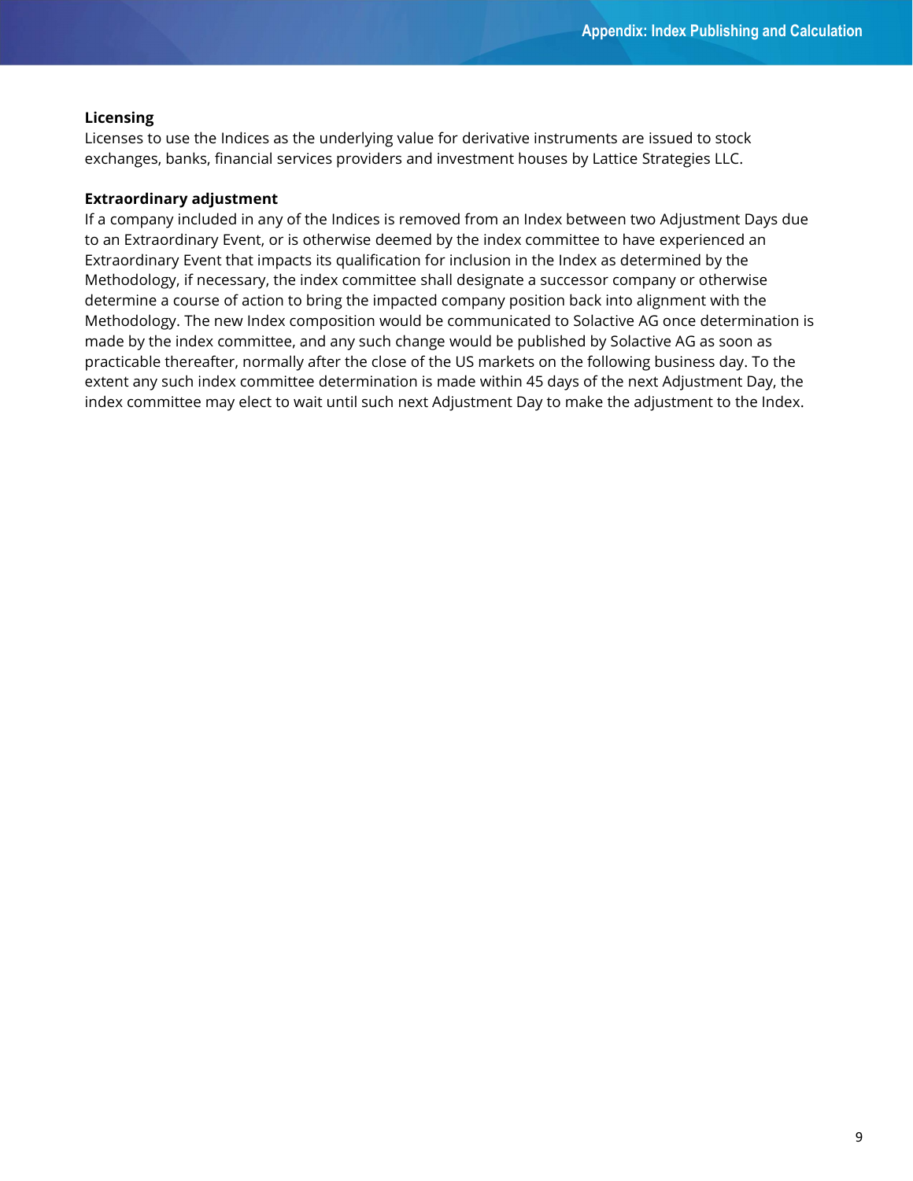### Licensing

Licenses to use the Indices as the underlying value for derivative instruments are issued to stock exchanges, banks, financial services providers and investment houses by Lattice Strategies LLC.

### Extraordinary adjustment

If a company included in any of the Indices is removed from an Index between two Adjustment Days due to an Extraordinary Event, or is otherwise deemed by the index committee to have experienced an Extraordinary Event that impacts its qualification for inclusion in the Index as determined by the Methodology, if necessary, the index committee shall designate a successor company or otherwise determine a course of action to bring the impacted company position back into alignment with the Methodology. The new Index composition would be communicated to Solactive AG once determination is made by the index committee, and any such change would be published by Solactive AG as soon as practicable thereafter, normally after the close of the US markets on the following business day. To the extent any such index committee determination is made within 45 days of the next Adjustment Day, the index committee may elect to wait until such next Adjustment Day to make the adjustment to the Index.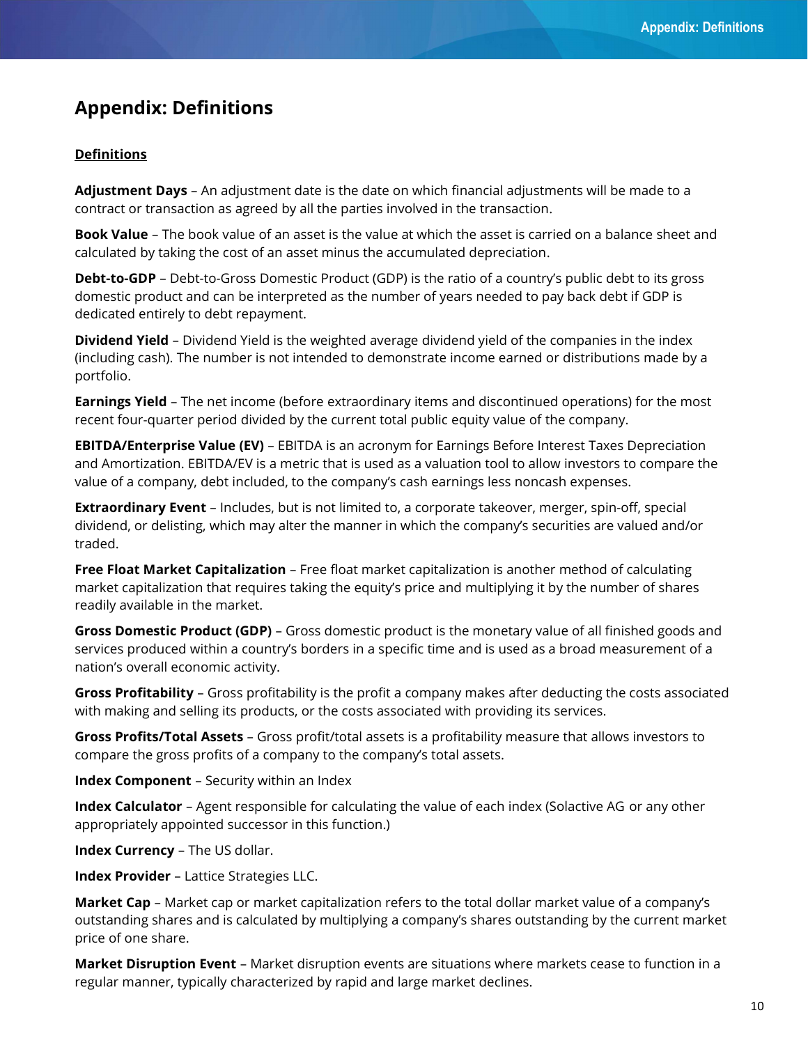# Appendix: Definitions

**Definitions**

**Adjustment Days** – An adjustment date is the date on which financial adjustments will be made to a contract or transaction as agreed by all the parties involved in the transaction.

**Book Value** – The book value of an asset is the value at which the asset is carried on a balance sheet and calculated by taking the cost of an asset minus the accumulated depreciation.

**Debt-to-GDP** – Debt-to-Gross Domestic Product (GDP) is the ratio of a country's public debt to its gross domestic product and can be interpreted as the number of years needed to pay back debt if GDP is dedicated entirely to debt repayment.

**Dividend Yield** – Dividend Yield is the weighted average dividend yield of the companies in the index (including cash). The number is not intended to demonstrate income earned or distributions made by a portfolio.

**Earnings Yield** – The net income (before extraordinary items and discontinued operations) for the most recent four-quarter period divided by the current total public equity value of the company.

**EBITDA/Enterprise Value (EV)** – EBITDA is an acronym for Earnings Before Interest Taxes Depreciation and Amortization. EBITDA/EV is a metric that is used as a valuation tool to allow investors to compare the value of a company, debt included, to the company's cash earnings less noncash expenses.

**Extraordinary Event** – Includes, but is not limited to, a corporate takeover, merger, spin-off, special dividend, or delisting, which may alter the manner in which the company's securities are valued and/or traded.

**Free Float Market Capitalization** – Free float market capitalization is another method of calculating market capitalization that requires taking the equity's price and multiplying it by the number of shares readily available in the market.

**Gross Domestic Product (GDP)** – Gross domestic product is the monetary value of all finished goods and services produced within a country's borders in a specific time and is used as a broad measurement of a nation's overall economic activity.

**Gross Profitability** – Gross profitability is the profit a company makes after deducting the costs associated with making and selling its products, or the costs associated with providing its services.

**Gross Profits/Total Assets** – Gross profit/total assets is a profitability measure that allows investors to compare the gross profits of a company to the company's total assets.

**Index Component** – Security within an Index

**Index Calculator** – Agent responsible for calculating the value of each index (Solactive AG or any other appropriately appointed successor in this function.)

**Index Currency** – The US dollar.

**Index Provider** – Lattice Strategies LLC.

**Market Cap** – Market cap or market capitalization refers to the total dollar market value of a company's outstanding shares and is calculated by multiplying a company's shares outstanding by the current market price of one share.

**Market Disruption Event** – Market disruption events are situations where markets cease to function in a regular manner, typically characterized by rapid and large market declines.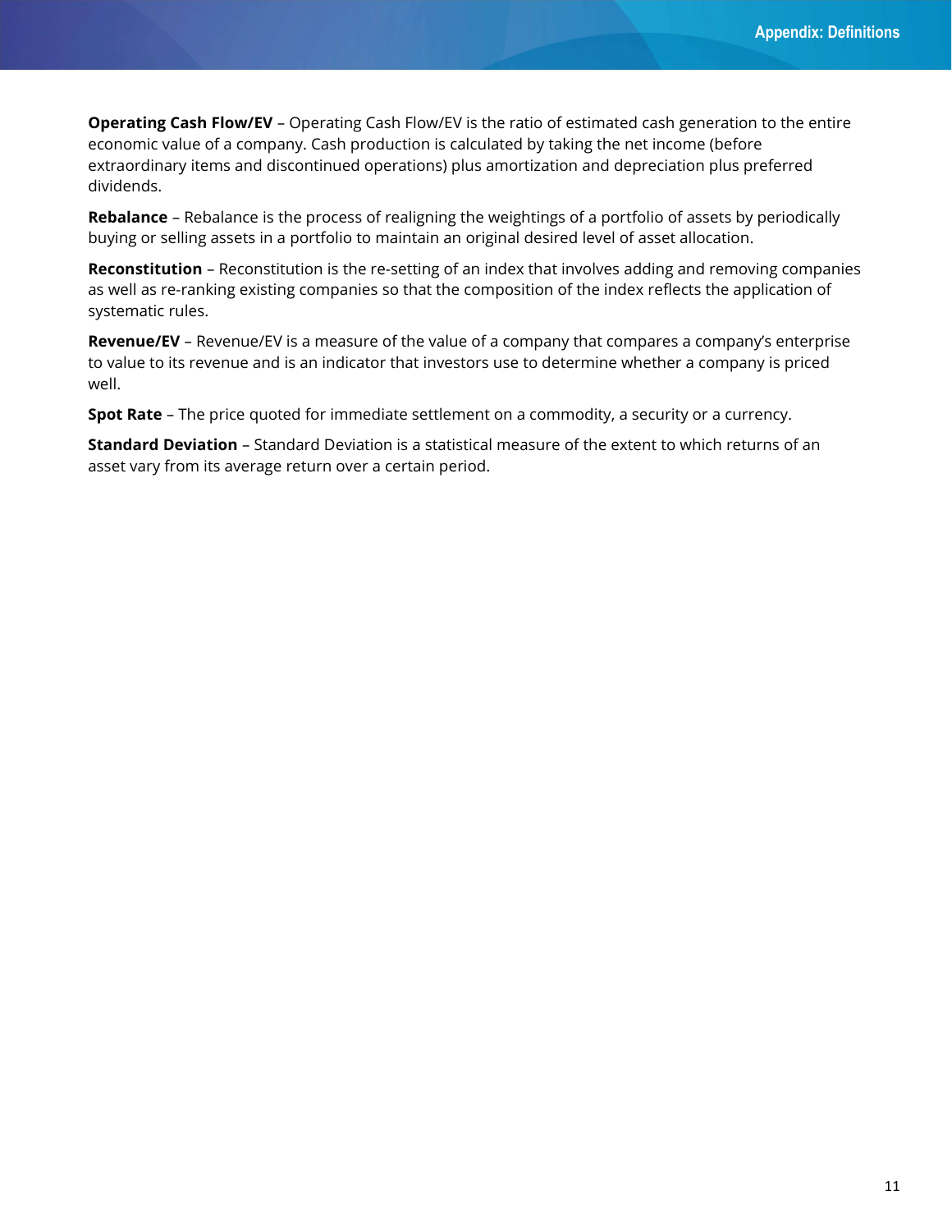**Operating Cash Flow/EV** – Operating Cash Flow/EV is the ratio of estimated cash generation to the entire economic value of a company. Cash production is calculated by taking the net income (before extraordinary items and discontinued operations) plus amortization and depreciation plus preferred dividends.

**Rebalance** – Rebalance is the process of realigning the weightings of a portfolio of assets by periodically buying or selling assets in a portfolio to maintain an original desired level of asset allocation.

**Reconstitution** – Reconstitution is the re-setting of an index that involves adding and removing companies as well as re-ranking existing companies so that the composition of the index reflects the application of systematic rules.

**Revenue/EV** – Revenue/EV is a measure of the value of a company that compares a company's enterprise to value to its revenue and is an indicator that investors use to determine whether a company is priced well.

**Spot Rate** – The price quoted for immediate settlement on a commodity, a security or a currency.

**Standard Deviation** – Standard Deviation is a statistical measure of the extent to which returns of an asset vary from its average return over a certain period.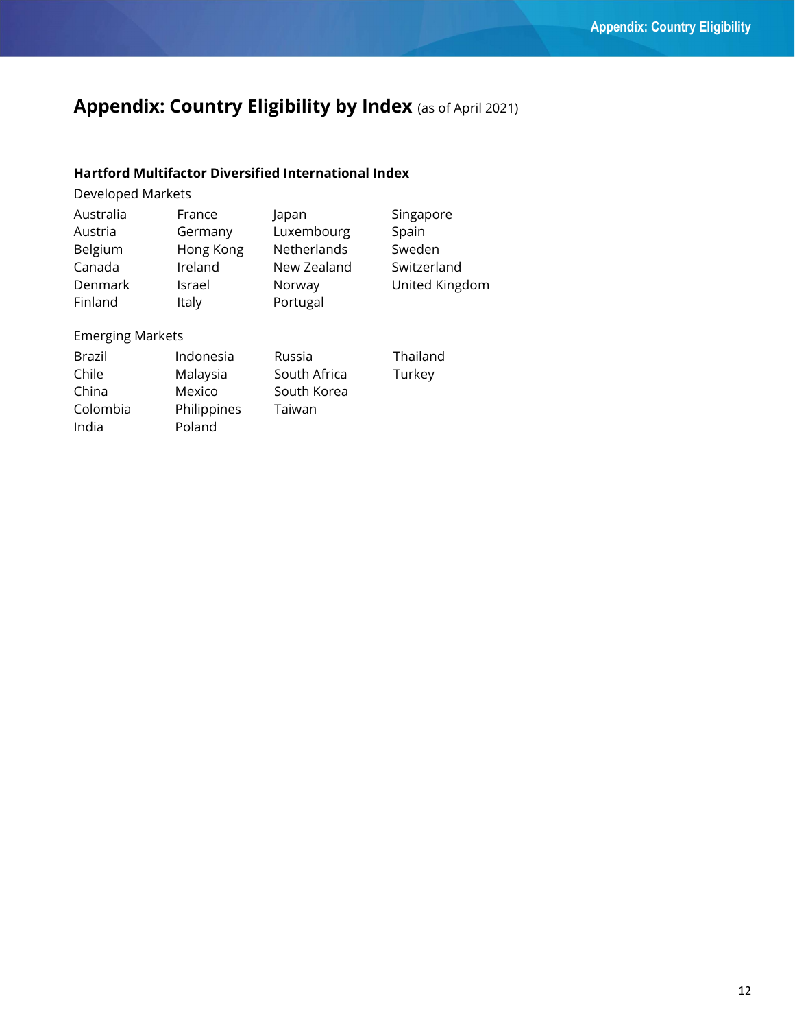## Appendix: Country Eligibility by Index (as of April 2021)

**Hartford Multifactor Diversified International Index**

Developed Markets

| | | | |
|---|---|---|---|
| Australia | France | Japan | Singapore |
| Austria | Germany | Luxembourg | Spain |
| Belgium | Hong Kong | Netherlands | Sweden |
| Canada | Ireland | New Zealand | Switzerland |
| Denmark | Israel | Norway | United Kingdom |
| Finland | Italy | Portugal | |

Emerging Markets

| | | | |
|---|---|---|---|
| Brazil | Indonesia | Russia | Thailand |
| Chile | Malaysia | South Africa | Turkey |
| China | Mexico | South Korea | |
| Colombia | Philippines | Taiwan | |
| India | Poland | | |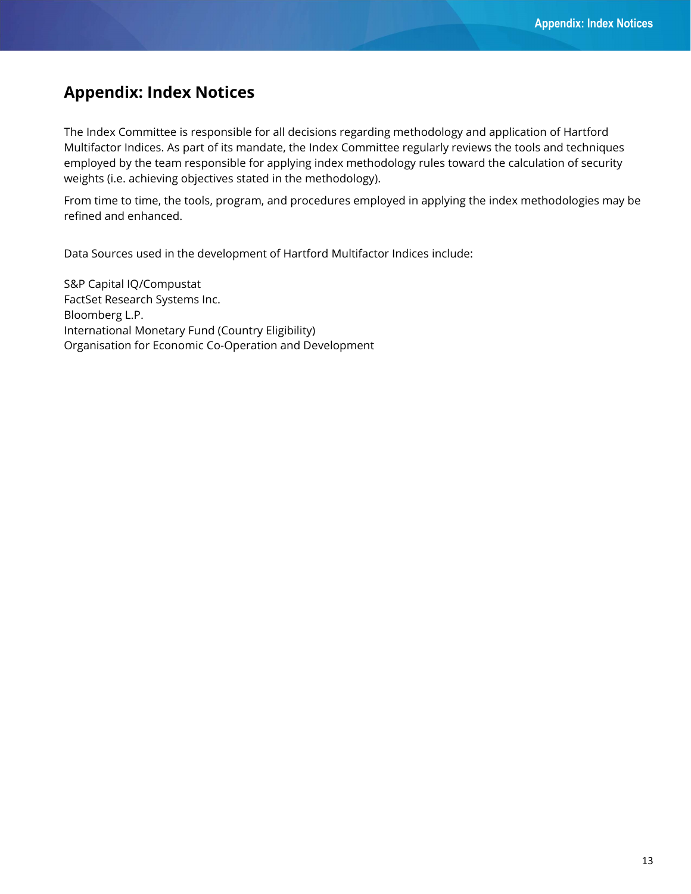# Appendix: Index Notices

The Index Committee is responsible for all decisions regarding methodology and application of Hartford Multifactor Indices. As part of its mandate, the Index Committee regularly reviews the tools and techniques employed by the team responsible for applying index methodology rules toward the calculation of security weights (i.e. achieving objectives stated in the methodology).

From time to time, the tools, program, and procedures employed in applying the index methodologies may be refined and enhanced.

Data Sources used in the development of Hartford Multifactor Indices include:

S&P Capital IQ/Compustat
FactSet Research Systems Inc.
Bloomberg L.P.
International Monetary Fund (Country Eligibility)
Organisation for Economic Co-Operation and Development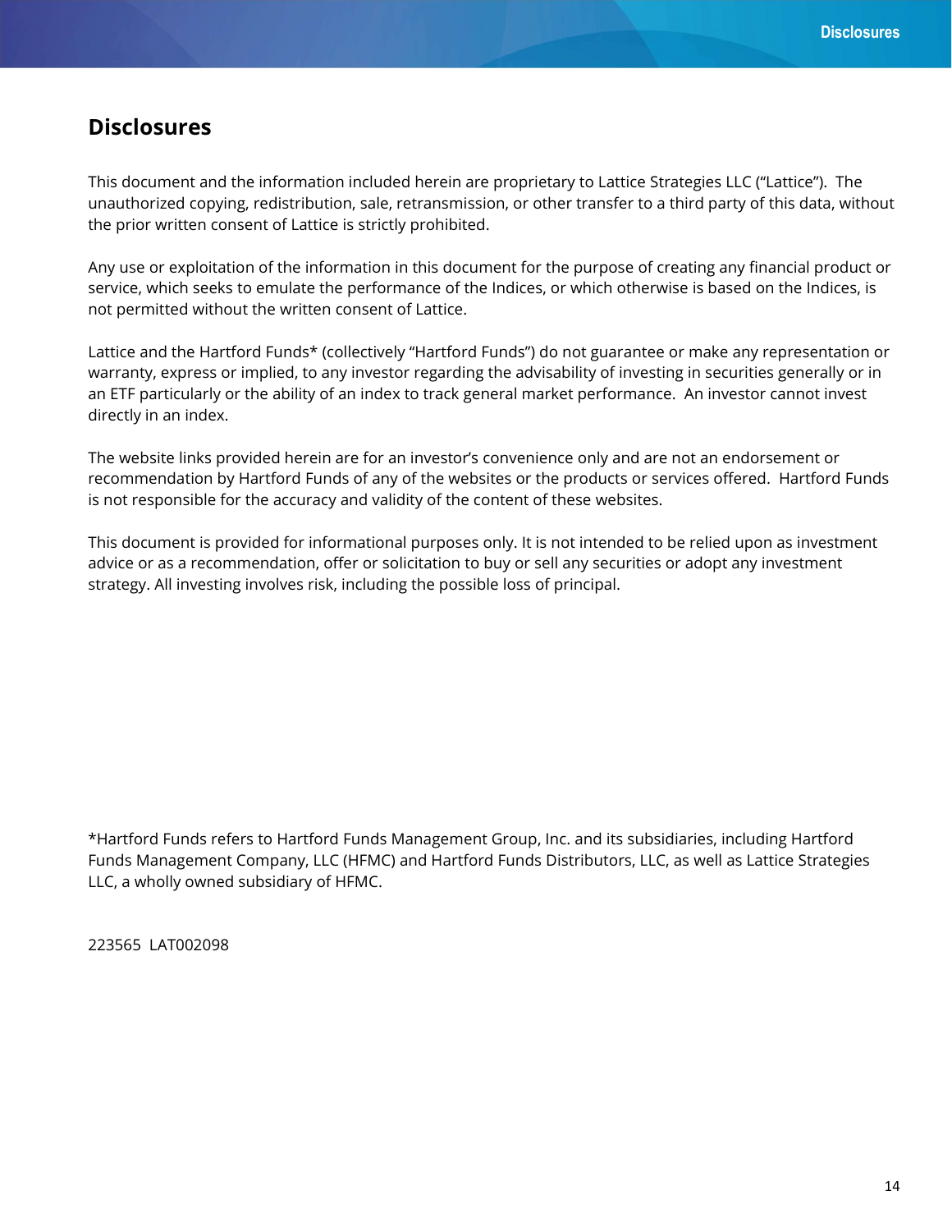## Disclosures

This document and the information included herein are proprietary to Lattice Strategies LLC ("Lattice"). The unauthorized copying, redistribution, sale, retransmission, or other transfer to a third party of this data, without the prior written consent of Lattice is strictly prohibited.

Any use or exploitation of the information in this document for the purpose of creating any financial product or service, which seeks to emulate the performance of the Indices, or which otherwise is based on the Indices, is not permitted without the written consent of Lattice.

Lattice and the Hartford Funds* (collectively "Hartford Funds") do not guarantee or make any representation or warranty, express or implied, to any investor regarding the advisability of investing in securities generally or in an ETF particularly or the ability of an index to track general market performance. An investor cannot invest directly in an index.

The website links provided herein are for an investor's convenience only and are not an endorsement or recommendation by Hartford Funds of any of the websites or the products or services offered. Hartford Funds is not responsible for the accuracy and validity of the content of these websites.

This document is provided for informational purposes only. It is not intended to be relied upon as investment advice or as a recommendation, offer or solicitation to buy or sell any securities or adopt any investment strategy. All investing involves risk, including the possible loss of principal.

*Hartford Funds refers to Hartford Funds Management Group, Inc. and its subsidiaries, including Hartford Funds Management Company, LLC (HFMC) and Hartford Funds Distributors, LLC, as well as Lattice Strategies LLC, a wholly owned subsidiary of HFMC.

223565 LAT002098